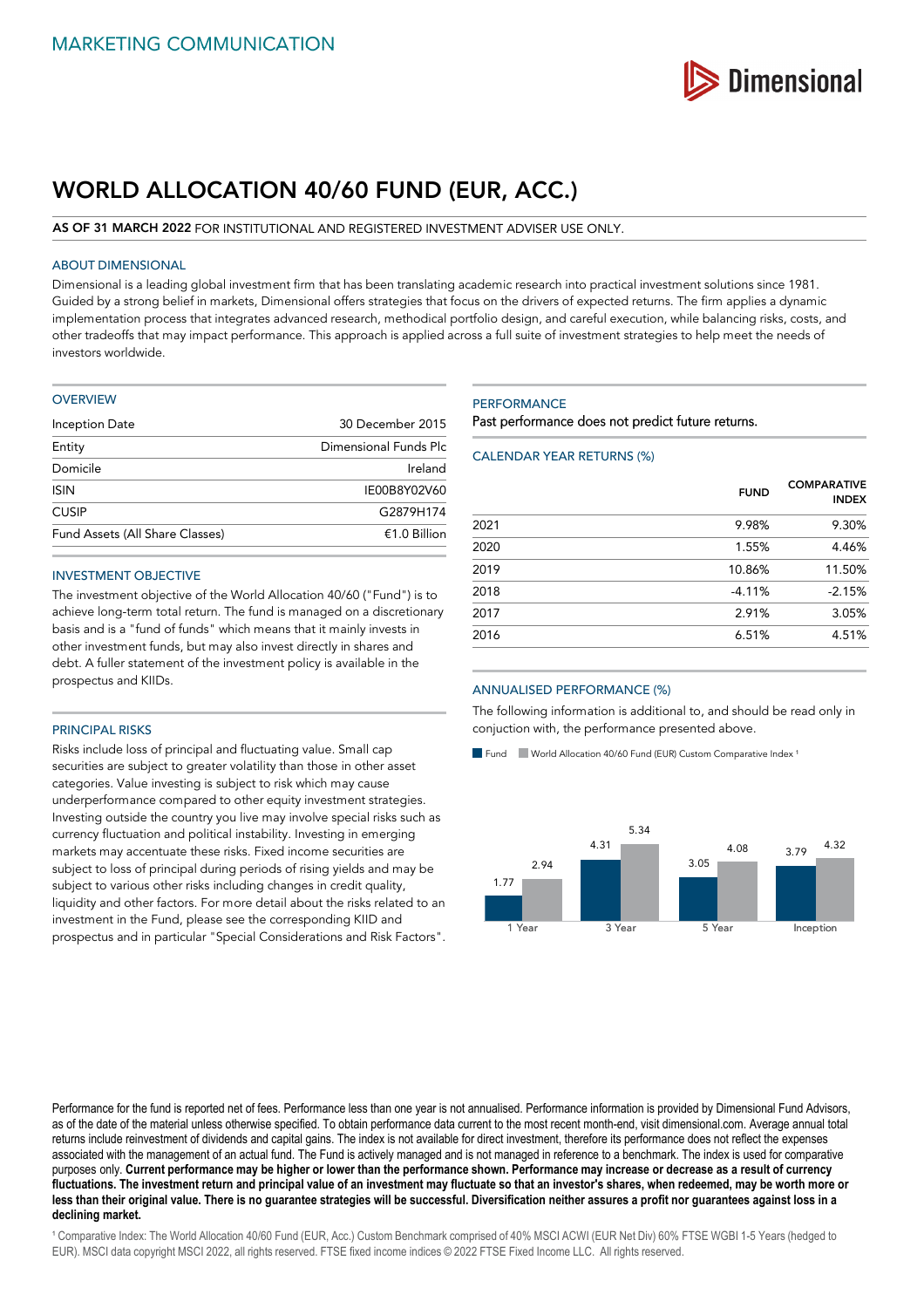MARKETING COMMUNICATION

Dimensional

# WORLD ALLOCATION 40/60 FUND (EUR, ACC.)

**AS OF 31 MARCH 2022** FOR INSTITUTIONAL AND REGISTERED INVESTMENT ADVISER USE ONLY.

## ABOUT DIMENSIONAL

Dimensional is a leading global investment firm that has been translating academic research into practical investment solutions since 1981. Guided by a strong belief in markets, Dimensional offers strategies that focus on the drivers of expected returns. The firm applies a dynamic implementation process that integrates advanced research, methodical portfolio design, and careful execution, while balancing risks, costs, and other tradeoffs that may impact performance. This approach is applied across a full suite of investment strategies to help meet the needs of investors worldwide.

## OVERVIEW

| | |
|---|---|
| Inception Date | 30 December 2015 |
| Entity | Dimensional Funds Plc |
| Domicile | Ireland |
| ISIN | IE00B8Y02V60 |
| CUSIP | G2879H174 |
| Fund Assets (All Share Classes) | €1.0 Billion |

## INVESTMENT OBJECTIVE

The investment objective of the World Allocation 40/60 ("Fund") is to achieve long-term total return. The fund is managed on a discretionary basis and is a "fund of funds" which means that it mainly invests in other investment funds, but may also invest directly in shares and debt. A fuller statement of the investment policy is available in the prospectus and KIIDs.

## PRINCIPAL RISKS

Risks include loss of principal and fluctuating value. Small cap securities are subject to greater volatility than those in other asset categories. Value investing is subject to risk which may cause underperformance compared to other equity investment strategies. Investing outside the country you live may involve special risks such as currency fluctuation and political instability. Investing in emerging markets may accentuate these risks. Fixed income securities are subject to loss of principal during periods of rising yields and may be subject to various other risks including changes in credit quality, liquidity and other factors. For more detail about the risks related to an investment in the Fund, please see the corresponding KIID and prospectus and in particular "Special Considerations and Risk Factors".

## PERFORMANCE

Past performance does not predict future returns.

### CALENDAR YEAR RETURNS (%)

| | FUND | COMPARATIVE INDEX |
|---|---|---|
| 2021 | 9.98% | 9.30% |
| 2020 | 1.55% | 4.46% |
| 2019 | 10.86% | 11.50% |
| 2018 | -4.11% | -2.15% |
| 2017 | 2.91% | 3.05% |
| 2016 | 6.51% | 4.51% |

### ANNUALISED PERFORMANCE (%)

The following information is additional to, and should be read only in conjuction with, the performance presented above.

| | Fund | World Allocation 40/60 Fund (EUR) Custom Comparative Index [1] |
|---|---|---|
| 1 Year | 1.77 | 2.94 |
| 3 Year | 4.31 | 5.34 |
| 5 Year | 3.05 | 4.08 |
| Inception | 3.79 | 4.32 |

Performance for the fund is reported net of fees. Performance less than one year is not annualised. Performance information is provided by Dimensional Fund Advisors, as of the date of the material unless otherwise specified. To obtain performance data current to the most recent month-end, visit dimensional.com. Average annual total returns include reinvestment of dividends and capital gains. The index is not available for direct investment, therefore its performance does not reflect the expenses associated with the management of an actual fund. The Fund is actively managed and is not managed in reference to a benchmark. The index is used for comparative purposes only. **Current performance may be higher or lower than the performance shown. Performance may increase or decrease as a result of currency fluctuations. The investment return and principal value of an investment may fluctuate so that an investor's shares, when redeemed, may be worth more or less than their original value. There is no guarantee strategies will be successful. Diversification neither assures a profit nor guarantees against loss in a declining market.**

[1] Comparative Index: The World Allocation 40/60 Fund (EUR, Acc.) Custom Benchmark comprised of 40% MSCI ACWI (EUR Net Div) 60% FTSE WGBI 1-5 Years (hedged to EUR). MSCI data copyright MSCI 2022, all rights reserved. FTSE fixed income indices © 2022 FTSE Fixed Income LLC. All rights reserved.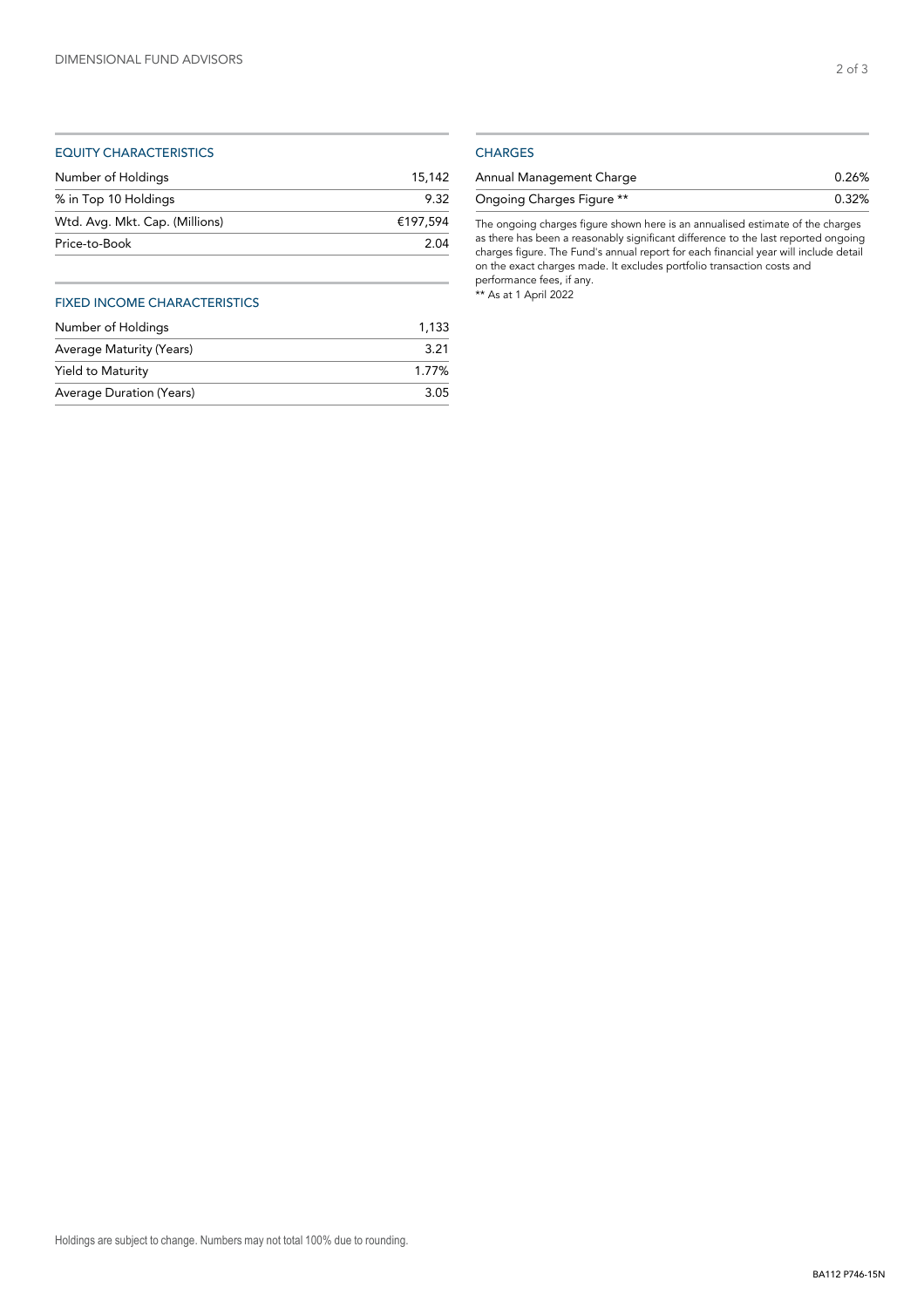## EQUITY CHARACTERISTICS

| | |
|---|---|
| Number of Holdings | 15,142 |
| % in Top 10 Holdings | 9.32 |
| Wtd. Avg. Mkt. Cap. (Millions) | €197,594 |
| Price-to-Book | 2.04 |

## FIXED INCOME CHARACTERISTICS

| | |
|---|---|
| Number of Holdings | 1,133 |
| Average Maturity (Years) | 3.21 |
| Yield to Maturity | 1.77% |
| Average Duration (Years) | 3.05 |

## CHARGES

| | |
|---|---|
| Annual Management Charge | 0.26% |
| Ongoing Charges Figure ** | 0.32% |

The ongoing charges figure shown here is an annualised estimate of the charges as there has been a reasonably significant difference to the last reported ongoing charges figure. The Fund's annual report for each financial year will include detail on the exact charges made. It excludes portfolio transaction costs and performance fees, if any.

** As at 1 April 2022

Holdings are subject to change. Numbers may not total 100% due to rounding.

BA112 P746-15N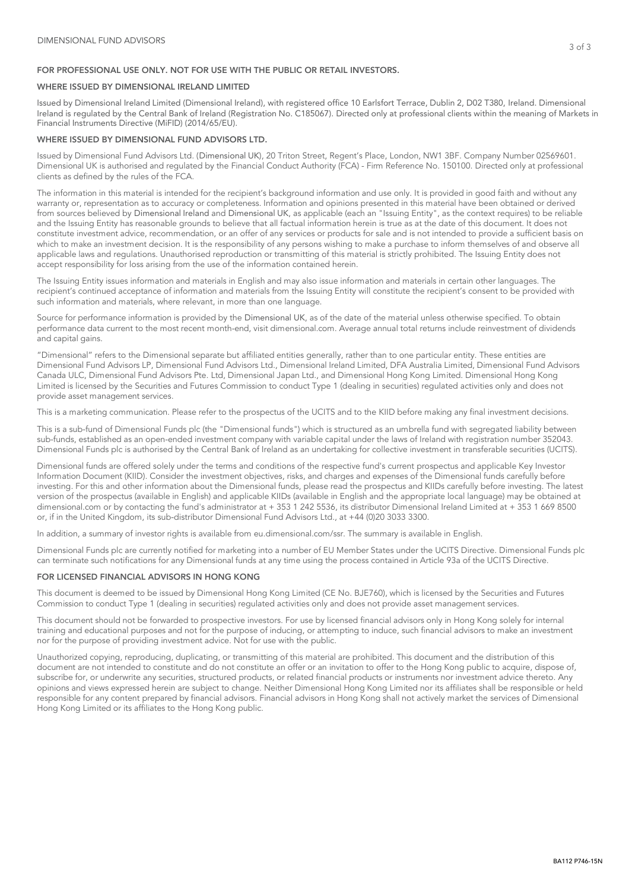**FOR PROFESSIONAL USE ONLY. NOT FOR USE WITH THE PUBLIC OR RETAIL INVESTORS.**

**WHERE ISSUED BY DIMENSIONAL IRELAND LIMITED**

Issued by Dimensional Ireland Limited (Dimensional Ireland), with registered office 10 Earlsfort Terrace, Dublin 2, D02 T380, Ireland. Dimensional Ireland is regulated by the Central Bank of Ireland (Registration No. C185067). Directed only at professional clients within the meaning of Markets in Financial Instruments Directive (MiFID) (2014/65/EU).

**WHERE ISSUED BY DIMENSIONAL FUND ADVISORS LTD.**

Issued by Dimensional Fund Advisors Ltd. (Dimensional UK), 20 Triton Street, Regent's Place, London, NW1 3BF. Company Number 02569601. Dimensional UK is authorised and regulated by the Financial Conduct Authority (FCA) - Firm Reference No. 150100. Directed only at professional clients as defined by the rules of the FCA.

The information in this material is intended for the recipient's background information and use only. It is provided in good faith and without any warranty or, representation as to accuracy or completeness. Information and opinions presented in this material have been obtained or derived from sources believed by Dimensional Ireland and Dimensional UK, as applicable (each an "Issuing Entity", as the context requires) to be reliable and the Issuing Entity has reasonable grounds to believe that all factual information herein is true as at the date of this document. It does not constitute investment advice, recommendation, or an offer of any services or products for sale and is not intended to provide a sufficient basis on which to make an investment decision. It is the responsibility of any persons wishing to make a purchase to inform themselves of and observe all applicable laws and regulations. Unauthorised reproduction or transmitting of this material is strictly prohibited. The Issuing Entity does not accept responsibility for loss arising from the use of the information contained herein.

The Issuing Entity issues information and materials in English and may also issue information and materials in certain other languages. The recipient's continued acceptance of information and materials from the Issuing Entity will constitute the recipient's consent to be provided with such information and materials, where relevant, in more than one language.

Source for performance information is provided by the Dimensional UK, as of the date of the material unless otherwise specified. To obtain performance data current to the most recent month-end, visit dimensional.com. Average annual total returns include reinvestment of dividends and capital gains.

"Dimensional" refers to the Dimensional separate but affiliated entities generally, rather than to one particular entity. These entities are Dimensional Fund Advisors LP, Dimensional Fund Advisors Ltd., Dimensional Ireland Limited, DFA Australia Limited, Dimensional Fund Advisors Canada ULC, Dimensional Fund Advisors Pte. Ltd, Dimensional Japan Ltd., and Dimensional Hong Kong Limited. Dimensional Hong Kong Limited is licensed by the Securities and Futures Commission to conduct Type 1 (dealing in securities) regulated activities only and does not provide asset management services.

This is a marketing communication. Please refer to the prospectus of the UCITS and to the KIID before making any final investment decisions.

This is a sub-fund of Dimensional Funds plc (the "Dimensional funds") which is structured as an umbrella fund with segregated liability between sub-funds, established as an open-ended investment company with variable capital under the laws of Ireland with registration number 352043. Dimensional Funds plc is authorised by the Central Bank of Ireland as an undertaking for collective investment in transferable securities (UCITS).

Dimensional funds are offered solely under the terms and conditions of the respective fund's current prospectus and applicable Key Investor Information Document (KIID). Consider the investment objectives, risks, and charges and expenses of the Dimensional funds carefully before investing. For this and other information about the Dimensional funds, please read the prospectus and KIIDs carefully before investing. The latest version of the prospectus (available in English) and applicable KIIDs (available in English and the appropriate local language) may be obtained at dimensional.com or by contacting the fund's administrator at + 353 1 242 5536, its distributor Dimensional Ireland Limited at + 353 1 669 8500 or, if in the United Kingdom, its sub-distributor Dimensional Fund Advisors Ltd., at +44 (0)20 3033 3300.

In addition, a summary of investor rights is available from eu.dimensional.com/ssr. The summary is available in English.

Dimensional Funds plc are currently notified for marketing into a number of EU Member States under the UCITS Directive. Dimensional Funds plc can terminate such notifications for any Dimensional funds at any time using the process contained in Article 93a of the UCITS Directive.

**FOR LICENSED FINANCIAL ADVISORS IN HONG KONG**

This document is deemed to be issued by Dimensional Hong Kong Limited (CE No. BJE760), which is licensed by the Securities and Futures Commission to conduct Type 1 (dealing in securities) regulated activities only and does not provide asset management services.

This document should not be forwarded to prospective investors. For use by licensed financial advisors only in Hong Kong solely for internal training and educational purposes and not for the purpose of inducing, or attempting to induce, such financial advisors to make an investment nor for the purpose of providing investment advice. Not for use with the public.

Unauthorized copying, reproducing, duplicating, or transmitting of this material are prohibited. This document and the distribution of this document are not intended to constitute and do not constitute an offer or an invitation to offer to the Hong Kong public to acquire, dispose of, subscribe for, or underwrite any securities, structured products, or related financial products or instruments nor investment advice thereto. Any opinions and views expressed herein are subject to change. Neither Dimensional Hong Kong Limited nor its affiliates shall be responsible or held responsible for any content prepared by financial advisors. Financial advisors in Hong Kong shall not actively market the services of Dimensional Hong Kong Limited or its affiliates to the Hong Kong public.

BA112 P746-15N